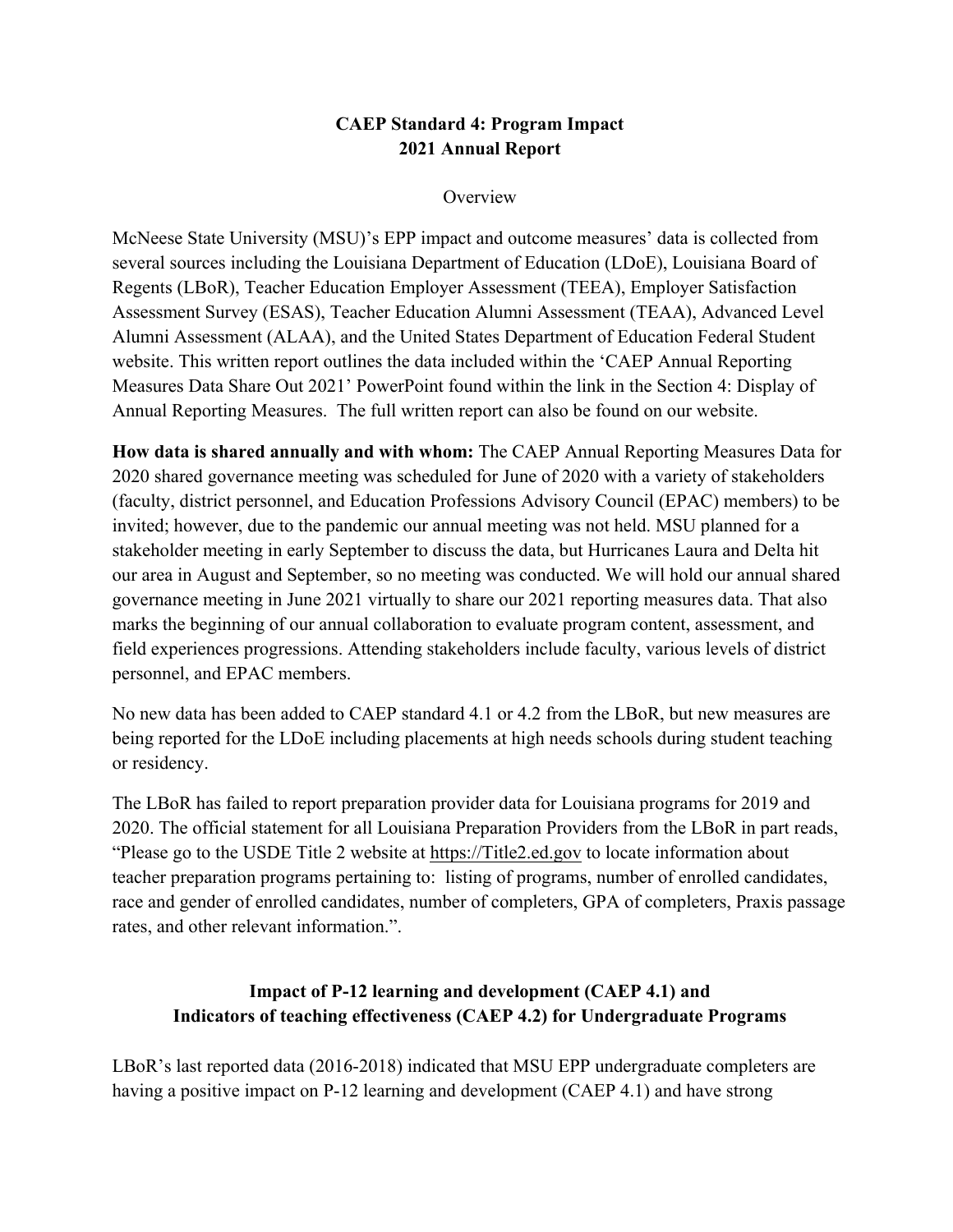# CAEP Standard 4: Program Impact
# 2021 Annual Report

## Overview

McNeese State University (MSU)'s EPP impact and outcome measures' data is collected from several sources including the Louisiana Department of Education (LDoE), Louisiana Board of Regents (LBoR), Teacher Education Employer Assessment (TEEA), Employer Satisfaction Assessment Survey (ESAS), Teacher Education Alumni Assessment (TEAA), Advanced Level Alumni Assessment (ALAA), and the United States Department of Education Federal Student website. This written report outlines the data included within the 'CAEP Annual Reporting Measures Data Share Out 2021' PowerPoint found within the link in the Section 4: Display of Annual Reporting Measures. The full written report can also be found on our website.

**How data is shared annually and with whom:** The CAEP Annual Reporting Measures Data for 2020 shared governance meeting was scheduled for June of 2020 with a variety of stakeholders (faculty, district personnel, and Education Professions Advisory Council (EPAC) members) to be invited; however, due to the pandemic our annual meeting was not held. MSU planned for a stakeholder meeting in early September to discuss the data, but Hurricanes Laura and Delta hit our area in August and September, so no meeting was conducted. We will hold our annual shared governance meeting in June 2021 virtually to share our 2021 reporting measures data. That also marks the beginning of our annual collaboration to evaluate program content, assessment, and field experiences progressions. Attending stakeholders include faculty, various levels of district personnel, and EPAC members.

No new data has been added to CAEP standard 4.1 or 4.2 from the LBoR, but new measures are being reported for the LDoE including placements at high needs schools during student teaching or residency.

The LBoR has failed to report preparation provider data for Louisiana programs for 2019 and 2020. The official statement for all Louisiana Preparation Providers from the LBoR in part reads, "Please go to the USDE Title 2 website at https://Title2.ed.gov to locate information about teacher preparation programs pertaining to: listing of programs, number of enrolled candidates, race and gender of enrolled candidates, number of completers, GPA of completers, Praxis passage rates, and other relevant information.".

## Impact of P-12 learning and development (CAEP 4.1) and Indicators of teaching effectiveness (CAEP 4.2) for Undergraduate Programs

LBoR's last reported data (2016-2018) indicated that MSU EPP undergraduate completers are having a positive impact on P-12 learning and development (CAEP 4.1) and have strong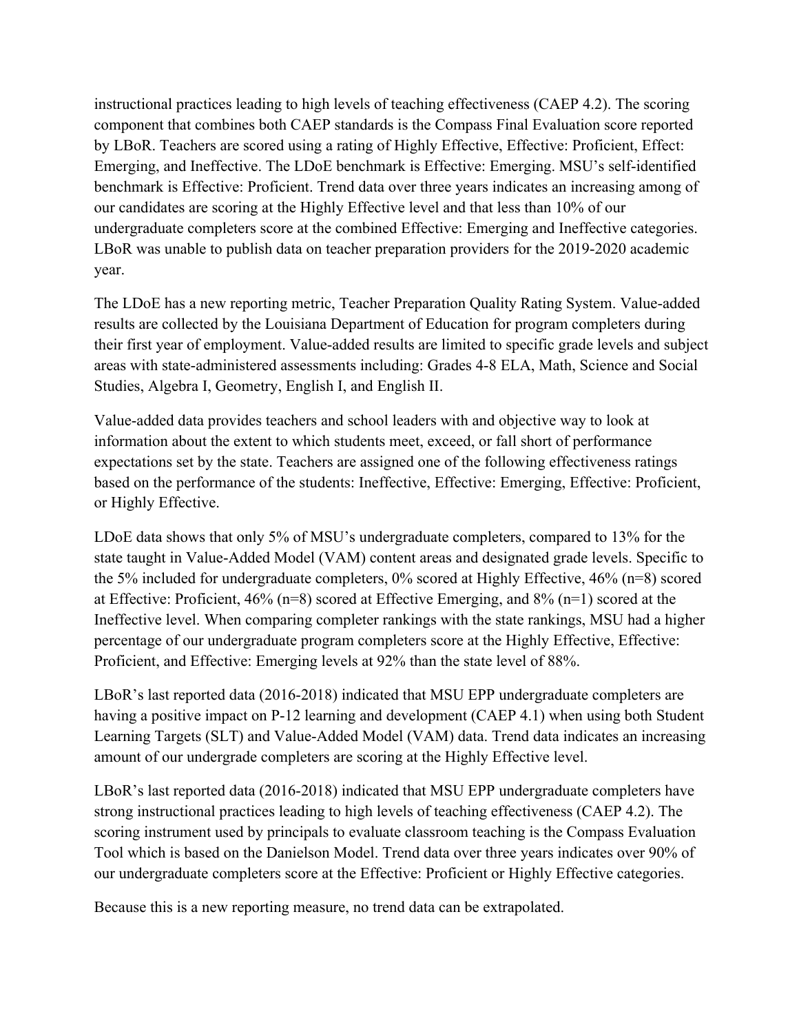instructional practices leading to high levels of teaching effectiveness (CAEP 4.2). The scoring component that combines both CAEP standards is the Compass Final Evaluation score reported by LBoR. Teachers are scored using a rating of Highly Effective, Effective: Proficient, Effect: Emerging, and Ineffective. The LDoE benchmark is Effective: Emerging. MSU's self-identified benchmark is Effective: Proficient. Trend data over three years indicates an increasing among of our candidates are scoring at the Highly Effective level and that less than 10% of our undergraduate completers score at the combined Effective: Emerging and Ineffective categories. LBoR was unable to publish data on teacher preparation providers for the 2019-2020 academic year.

The LDoE has a new reporting metric, Teacher Preparation Quality Rating System. Value-added results are collected by the Louisiana Department of Education for program completers during their first year of employment. Value-added results are limited to specific grade levels and subject areas with state-administered assessments including: Grades 4-8 ELA, Math, Science and Social Studies, Algebra I, Geometry, English I, and English II.

Value-added data provides teachers and school leaders with and objective way to look at information about the extent to which students meet, exceed, or fall short of performance expectations set by the state. Teachers are assigned one of the following effectiveness ratings based on the performance of the students: Ineffective, Effective: Emerging, Effective: Proficient, or Highly Effective.

LDoE data shows that only 5% of MSU's undergraduate completers, compared to 13% for the state taught in Value-Added Model (VAM) content areas and designated grade levels. Specific to the 5% included for undergraduate completers, 0% scored at Highly Effective, 46% (n=8) scored at Effective: Proficient, 46% (n=8) scored at Effective Emerging, and 8% (n=1) scored at the Ineffective level. When comparing completer rankings with the state rankings, MSU had a higher percentage of our undergraduate program completers score at the Highly Effective, Effective: Proficient, and Effective: Emerging levels at 92% than the state level of 88%.

LBoR's last reported data (2016-2018) indicated that MSU EPP undergraduate completers are having a positive impact on P-12 learning and development (CAEP 4.1) when using both Student Learning Targets (SLT) and Value-Added Model (VAM) data. Trend data indicates an increasing amount of our undergrade completers are scoring at the Highly Effective level.

LBoR's last reported data (2016-2018) indicated that MSU EPP undergraduate completers have strong instructional practices leading to high levels of teaching effectiveness (CAEP 4.2). The scoring instrument used by principals to evaluate classroom teaching is the Compass Evaluation Tool which is based on the Danielson Model. Trend data over three years indicates over 90% of our undergraduate completers score at the Effective: Proficient or Highly Effective categories.

Because this is a new reporting measure, no trend data can be extrapolated.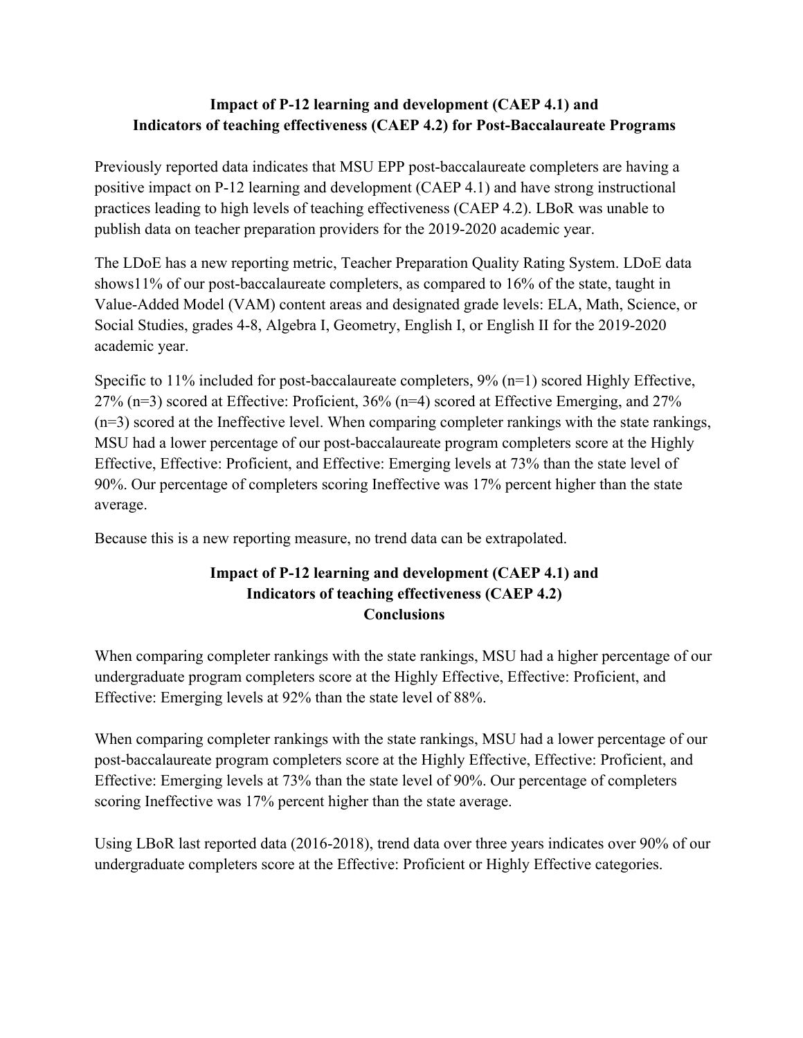## Impact of P-12 learning and development (CAEP 4.1) and Indicators of teaching effectiveness (CAEP 4.2) for Post-Baccalaureate Programs

Previously reported data indicates that MSU EPP post-baccalaureate completers are having a positive impact on P-12 learning and development (CAEP 4.1) and have strong instructional practices leading to high levels of teaching effectiveness (CAEP 4.2). LBoR was unable to publish data on teacher preparation providers for the 2019-2020 academic year.

The LDoE has a new reporting metric, Teacher Preparation Quality Rating System. LDoE data shows11% of our post-baccalaureate completers, as compared to 16% of the state, taught in Value-Added Model (VAM) content areas and designated grade levels: ELA, Math, Science, or Social Studies, grades 4-8, Algebra I, Geometry, English I, or English II for the 2019-2020 academic year.

Specific to 11% included for post-baccalaureate completers, 9% (n=1) scored Highly Effective, 27% (n=3) scored at Effective: Proficient, 36% (n=4) scored at Effective Emerging, and 27% (n=3) scored at the Ineffective level. When comparing completer rankings with the state rankings, MSU had a lower percentage of our post-baccalaureate program completers score at the Highly Effective, Effective: Proficient, and Effective: Emerging levels at 73% than the state level of 90%. Our percentage of completers scoring Ineffective was 17% percent higher than the state average.

Because this is a new reporting measure, no trend data can be extrapolated.

## Impact of P-12 learning and development (CAEP 4.1) and Indicators of teaching effectiveness (CAEP 4.2) Conclusions

When comparing completer rankings with the state rankings, MSU had a higher percentage of our undergraduate program completers score at the Highly Effective, Effective: Proficient, and Effective: Emerging levels at 92% than the state level of 88%.

When comparing completer rankings with the state rankings, MSU had a lower percentage of our post-baccalaureate program completers score at the Highly Effective, Effective: Proficient, and Effective: Emerging levels at 73% than the state level of 90%. Our percentage of completers scoring Ineffective was 17% percent higher than the state average.

Using LBoR last reported data (2016-2018), trend data over three years indicates over 90% of our undergraduate completers score at the Effective: Proficient or Highly Effective categories.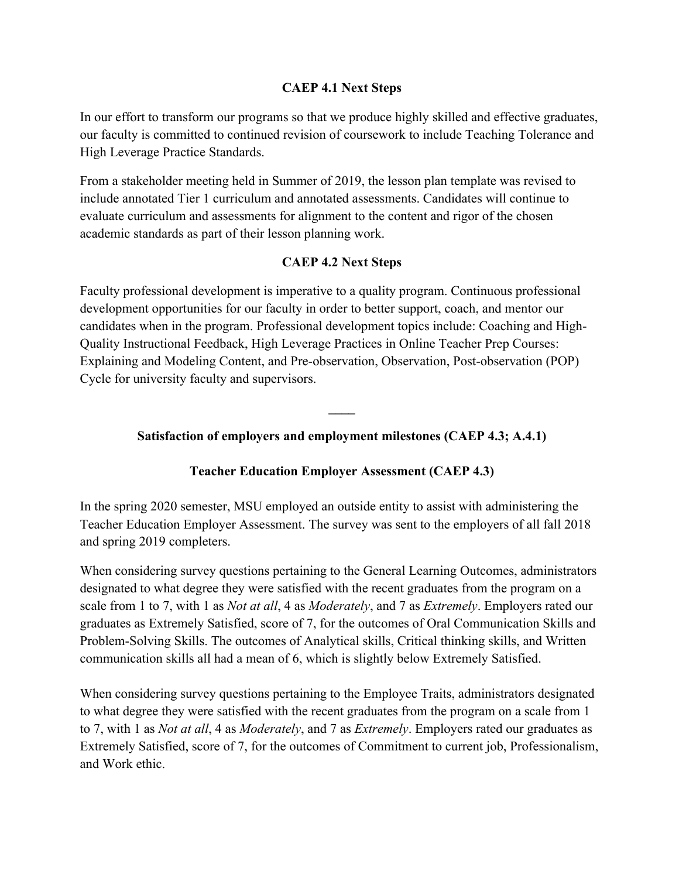### CAEP 4.1 Next Steps

In our effort to transform our programs so that we produce highly skilled and effective graduates, our faculty is committed to continued revision of coursework to include Teaching Tolerance and High Leverage Practice Standards.

From a stakeholder meeting held in Summer of 2019, the lesson plan template was revised to include annotated Tier 1 curriculum and annotated assessments. Candidates will continue to evaluate curriculum and assessments for alignment to the content and rigor of the chosen academic standards as part of their lesson planning work.

### CAEP 4.2 Next Steps

Faculty professional development is imperative to a quality program. Continuous professional development opportunities for our faculty in order to better support, coach, and mentor our candidates when in the program. Professional development topics include: Coaching and High-Quality Instructional Feedback, High Leverage Practices in Online Teacher Prep Courses: Explaining and Modeling Content, and Pre-observation, Observation, Post-observation (POP) Cycle for university faculty and supervisors.

---

### Satisfaction of employers and employment milestones (CAEP 4.3; A.4.1)

### Teacher Education Employer Assessment (CAEP 4.3)

In the spring 2020 semester, MSU employed an outside entity to assist with administering the Teacher Education Employer Assessment. The survey was sent to the employers of all fall 2018 and spring 2019 completers.

When considering survey questions pertaining to the General Learning Outcomes, administrators designated to what degree they were satisfied with the recent graduates from the program on a scale from 1 to 7, with 1 as *Not at all*, 4 as *Moderately*, and 7 as *Extremely*. Employers rated our graduates as Extremely Satisfied, score of 7, for the outcomes of Oral Communication Skills and Problem-Solving Skills. The outcomes of Analytical skills, Critical thinking skills, and Written communication skills all had a mean of 6, which is slightly below Extremely Satisfied.

When considering survey questions pertaining to the Employee Traits, administrators designated to what degree they were satisfied with the recent graduates from the program on a scale from 1 to 7, with 1 as *Not at all*, 4 as *Moderately*, and 7 as *Extremely*. Employers rated our graduates as Extremely Satisfied, score of 7, for the outcomes of Commitment to current job, Professionalism, and Work ethic.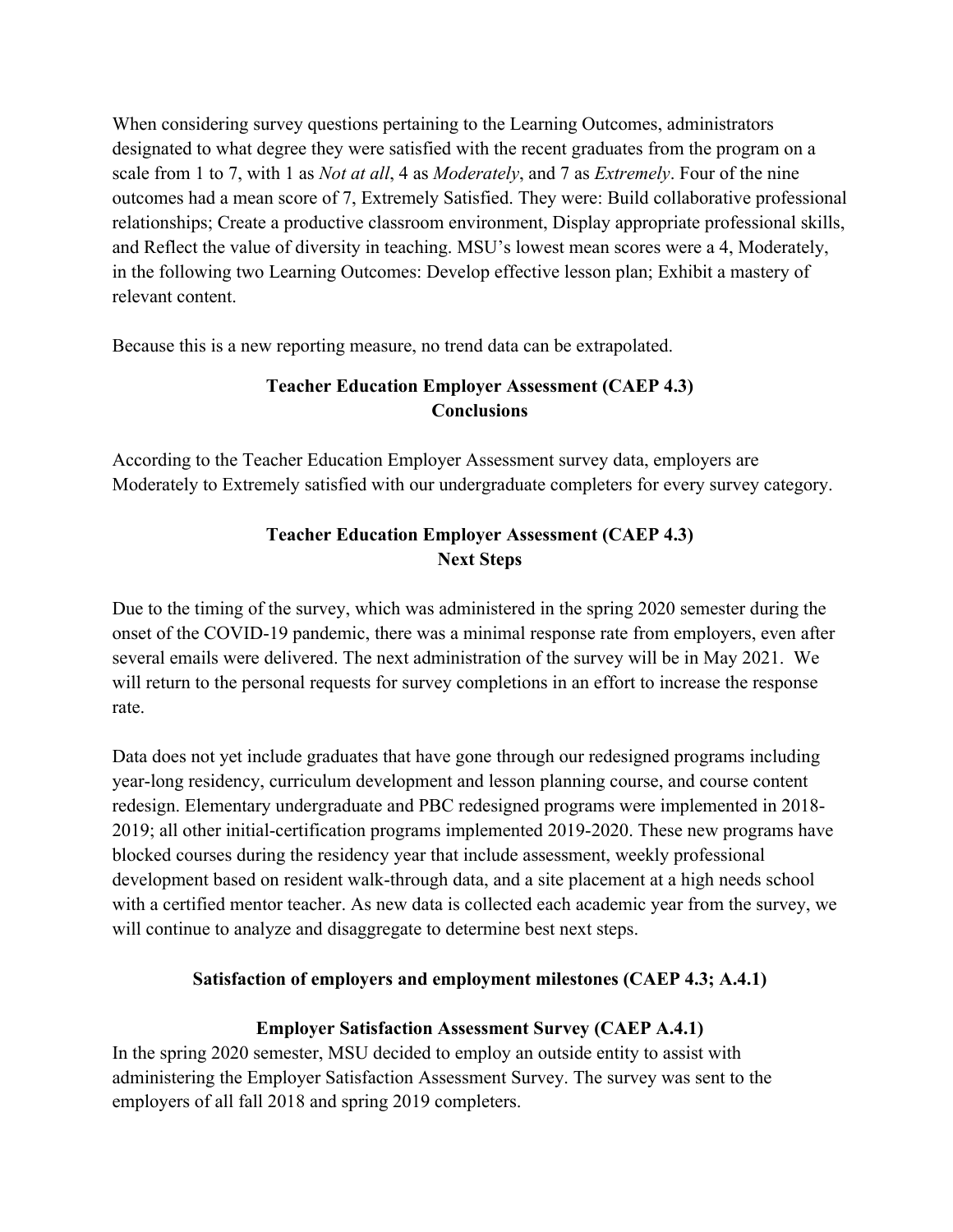When considering survey questions pertaining to the Learning Outcomes, administrators designated to what degree they were satisfied with the recent graduates from the program on a scale from 1 to 7, with 1 as *Not at all*, 4 as *Moderately*, and 7 as *Extremely*. Four of the nine outcomes had a mean score of 7, Extremely Satisfied. They were: Build collaborative professional relationships; Create a productive classroom environment, Display appropriate professional skills, and Reflect the value of diversity in teaching. MSU's lowest mean scores were a 4, Moderately, in the following two Learning Outcomes: Develop effective lesson plan; Exhibit a mastery of relevant content.

Because this is a new reporting measure, no trend data can be extrapolated.

## Teacher Education Employer Assessment (CAEP 4.3) Conclusions

According to the Teacher Education Employer Assessment survey data, employers are Moderately to Extremely satisfied with our undergraduate completers for every survey category.

## Teacher Education Employer Assessment (CAEP 4.3) Next Steps

Due to the timing of the survey, which was administered in the spring 2020 semester during the onset of the COVID-19 pandemic, there was a minimal response rate from employers, even after several emails were delivered. The next administration of the survey will be in May 2021. We will return to the personal requests for survey completions in an effort to increase the response rate.

Data does not yet include graduates that have gone through our redesigned programs including year-long residency, curriculum development and lesson planning course, and course content redesign. Elementary undergraduate and PBC redesigned programs were implemented in 2018-2019; all other initial-certification programs implemented 2019-2020. These new programs have blocked courses during the residency year that include assessment, weekly professional development based on resident walk-through data, and a site placement at a high needs school with a certified mentor teacher. As new data is collected each academic year from the survey, we will continue to analyze and disaggregate to determine best next steps.

## Satisfaction of employers and employment milestones (CAEP 4.3; A.4.1)

### Employer Satisfaction Assessment Survey (CAEP A.4.1)

In the spring 2020 semester, MSU decided to employ an outside entity to assist with administering the Employer Satisfaction Assessment Survey. The survey was sent to the employers of all fall 2018 and spring 2019 completers.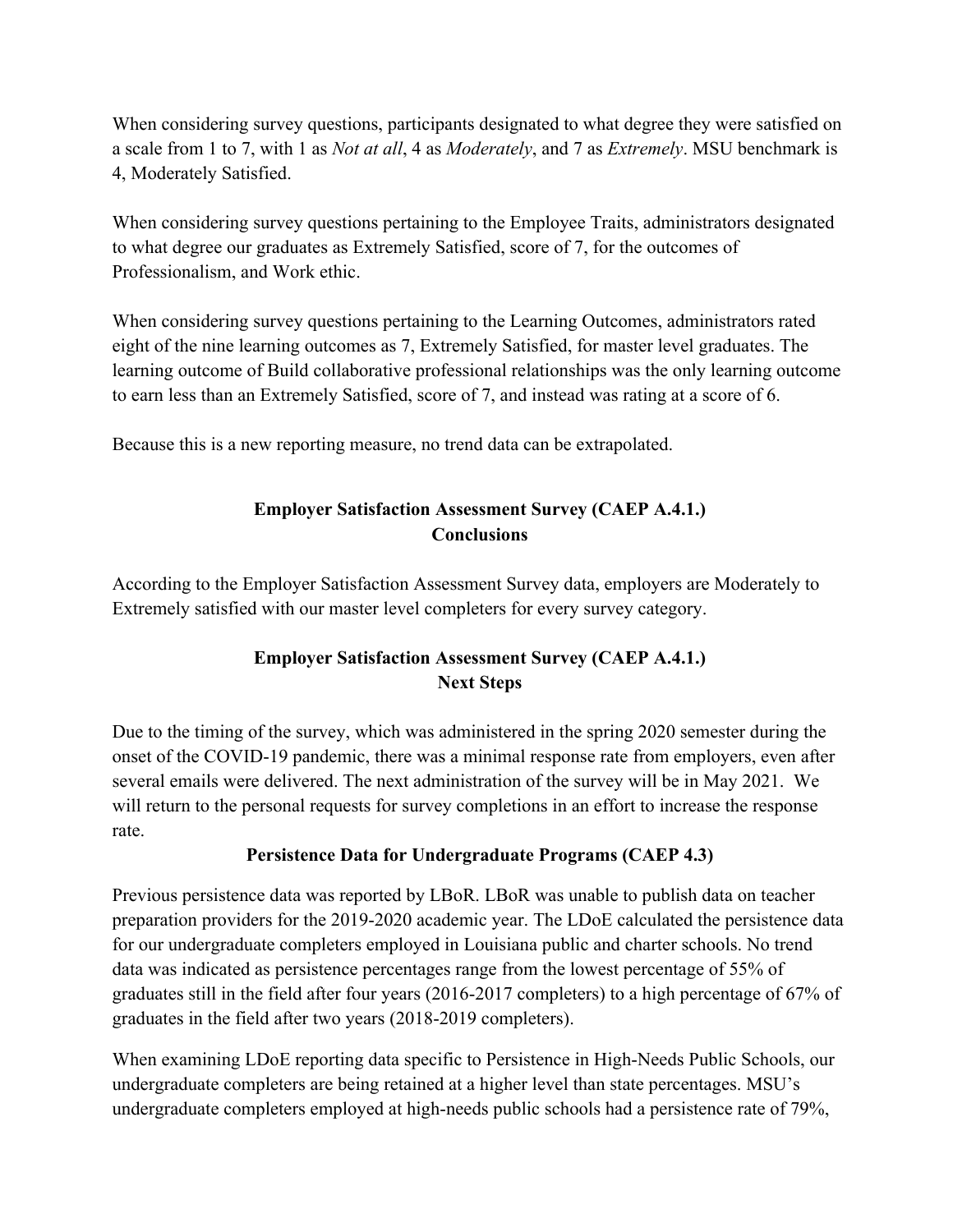When considering survey questions, participants designated to what degree they were satisfied on a scale from 1 to 7, with 1 as *Not at all*, 4 as *Moderately*, and 7 as *Extremely*. MSU benchmark is 4, Moderately Satisfied.

When considering survey questions pertaining to the Employee Traits, administrators designated to what degree our graduates as Extremely Satisfied, score of 7, for the outcomes of Professionalism, and Work ethic.

When considering survey questions pertaining to the Learning Outcomes, administrators rated eight of the nine learning outcomes as 7, Extremely Satisfied, for master level graduates. The learning outcome of Build collaborative professional relationships was the only learning outcome to earn less than an Extremely Satisfied, score of 7, and instead was rating at a score of 6.

Because this is a new reporting measure, no trend data can be extrapolated.

## Employer Satisfaction Assessment Survey (CAEP A.4.1.)
## Conclusions

According to the Employer Satisfaction Assessment Survey data, employers are Moderately to Extremely satisfied with our master level completers for every survey category.

## Employer Satisfaction Assessment Survey (CAEP A.4.1.)
## Next Steps

Due to the timing of the survey, which was administered in the spring 2020 semester during the onset of the COVID-19 pandemic, there was a minimal response rate from employers, even after several emails were delivered. The next administration of the survey will be in May 2021. We will return to the personal requests for survey completions in an effort to increase the response rate.

## Persistence Data for Undergraduate Programs (CAEP 4.3)

Previous persistence data was reported by LBoR. LBoR was unable to publish data on teacher preparation providers for the 2019-2020 academic year. The LDoE calculated the persistence data for our undergraduate completers employed in Louisiana public and charter schools. No trend data was indicated as persistence percentages range from the lowest percentage of 55% of graduates still in the field after four years (2016-2017 completers) to a high percentage of 67% of graduates in the field after two years (2018-2019 completers).

When examining LDoE reporting data specific to Persistence in High-Needs Public Schools, our undergraduate completers are being retained at a higher level than state percentages. MSU's undergraduate completers employed at high-needs public schools had a persistence rate of 79%,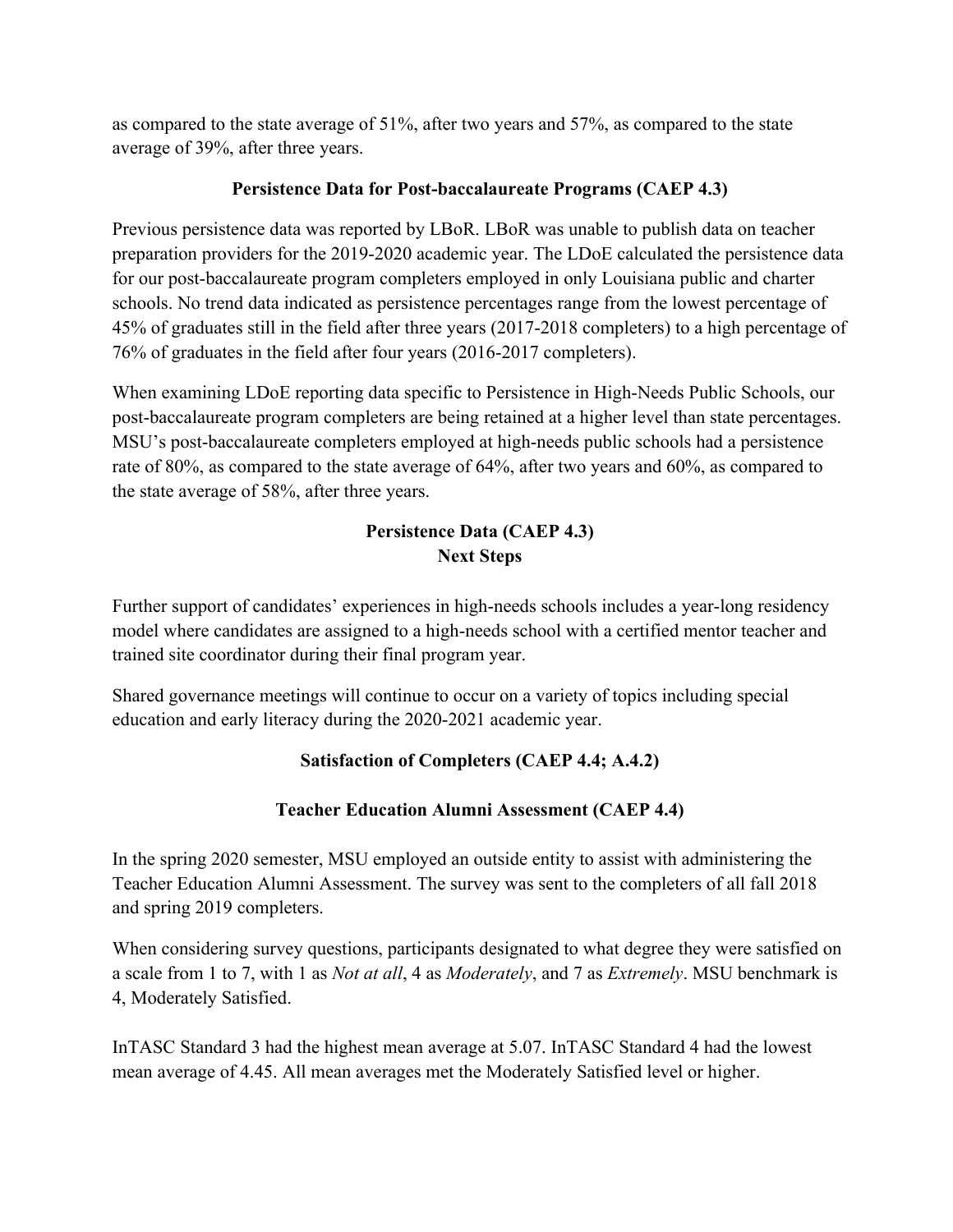as compared to the state average of 51%, after two years and 57%, as compared to the state average of 39%, after three years.

### Persistence Data for Post-baccalaureate Programs (CAEP 4.3)

Previous persistence data was reported by LBoR. LBoR was unable to publish data on teacher preparation providers for the 2019-2020 academic year. The LDoE calculated the persistence data for our post-baccalaureate program completers employed in only Louisiana public and charter schools. No trend data indicated as persistence percentages range from the lowest percentage of 45% of graduates still in the field after three years (2017-2018 completers) to a high percentage of 76% of graduates in the field after four years (2016-2017 completers).

When examining LDoE reporting data specific to Persistence in High-Needs Public Schools, our post-baccalaureate program completers are being retained at a higher level than state percentages. MSU's post-baccalaureate completers employed at high-needs public schools had a persistence rate of 80%, as compared to the state average of 64%, after two years and 60%, as compared to the state average of 58%, after three years.

### Persistence Data (CAEP 4.3)
### Next Steps

Further support of candidates' experiences in high-needs schools includes a year-long residency model where candidates are assigned to a high-needs school with a certified mentor teacher and trained site coordinator during their final program year.

Shared governance meetings will continue to occur on a variety of topics including special education and early literacy during the 2020-2021 academic year.

### Satisfaction of Completers (CAEP 4.4; A.4.2)

### Teacher Education Alumni Assessment (CAEP 4.4)

In the spring 2020 semester, MSU employed an outside entity to assist with administering the Teacher Education Alumni Assessment. The survey was sent to the completers of all fall 2018 and spring 2019 completers.

When considering survey questions, participants designated to what degree they were satisfied on a scale from 1 to 7, with 1 as *Not at all*, 4 as *Moderately*, and 7 as *Extremely*. MSU benchmark is 4, Moderately Satisfied.

InTASC Standard 3 had the highest mean average at 5.07. InTASC Standard 4 had the lowest mean average of 4.45. All mean averages met the Moderately Satisfied level or higher.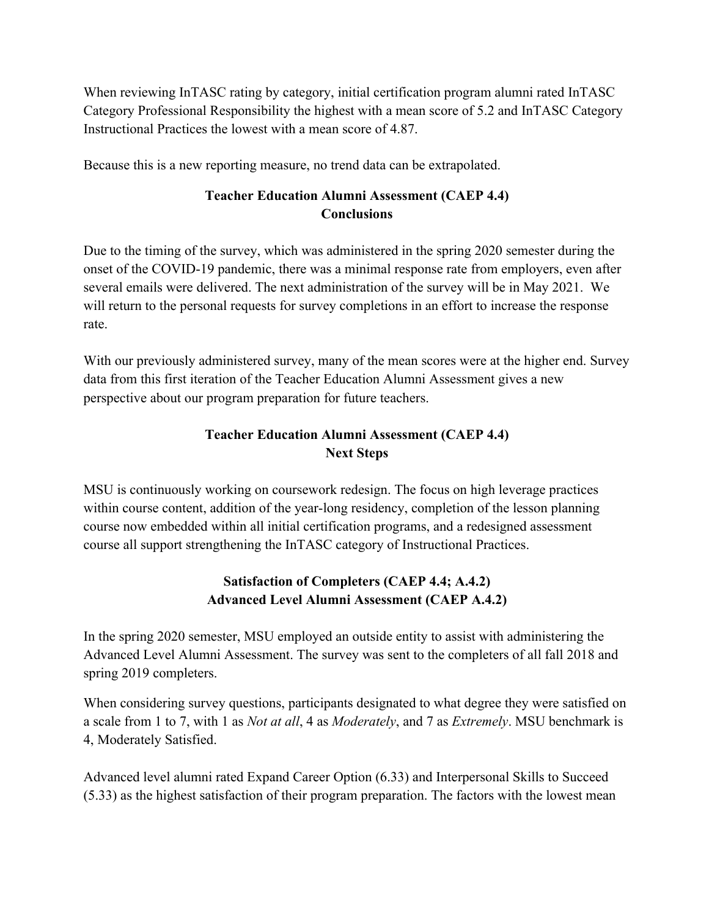When reviewing InTASC rating by category, initial certification program alumni rated InTASC Category Professional Responsibility the highest with a mean score of 5.2 and InTASC Category Instructional Practices the lowest with a mean score of 4.87.

Because this is a new reporting measure, no trend data can be extrapolated.

### Teacher Education Alumni Assessment (CAEP 4.4)
### Conclusions

Due to the timing of the survey, which was administered in the spring 2020 semester during the onset of the COVID-19 pandemic, there was a minimal response rate from employers, even after several emails were delivered. The next administration of the survey will be in May 2021. We will return to the personal requests for survey completions in an effort to increase the response rate.

With our previously administered survey, many of the mean scores were at the higher end. Survey data from this first iteration of the Teacher Education Alumni Assessment gives a new perspective about our program preparation for future teachers.

### Teacher Education Alumni Assessment (CAEP 4.4)
### Next Steps

MSU is continuously working on coursework redesign. The focus on high leverage practices within course content, addition of the year-long residency, completion of the lesson planning course now embedded within all initial certification programs, and a redesigned assessment course all support strengthening the InTASC category of Instructional Practices.

### Satisfaction of Completers (CAEP 4.4; A.4.2)
### Advanced Level Alumni Assessment (CAEP A.4.2)

In the spring 2020 semester, MSU employed an outside entity to assist with administering the Advanced Level Alumni Assessment. The survey was sent to the completers of all fall 2018 and spring 2019 completers.

When considering survey questions, participants designated to what degree they were satisfied on a scale from 1 to 7, with 1 as *Not at all*, 4 as *Moderately*, and 7 as *Extremely*. MSU benchmark is 4, Moderately Satisfied.

Advanced level alumni rated Expand Career Option (6.33) and Interpersonal Skills to Succeed (5.33) as the highest satisfaction of their program preparation. The factors with the lowest mean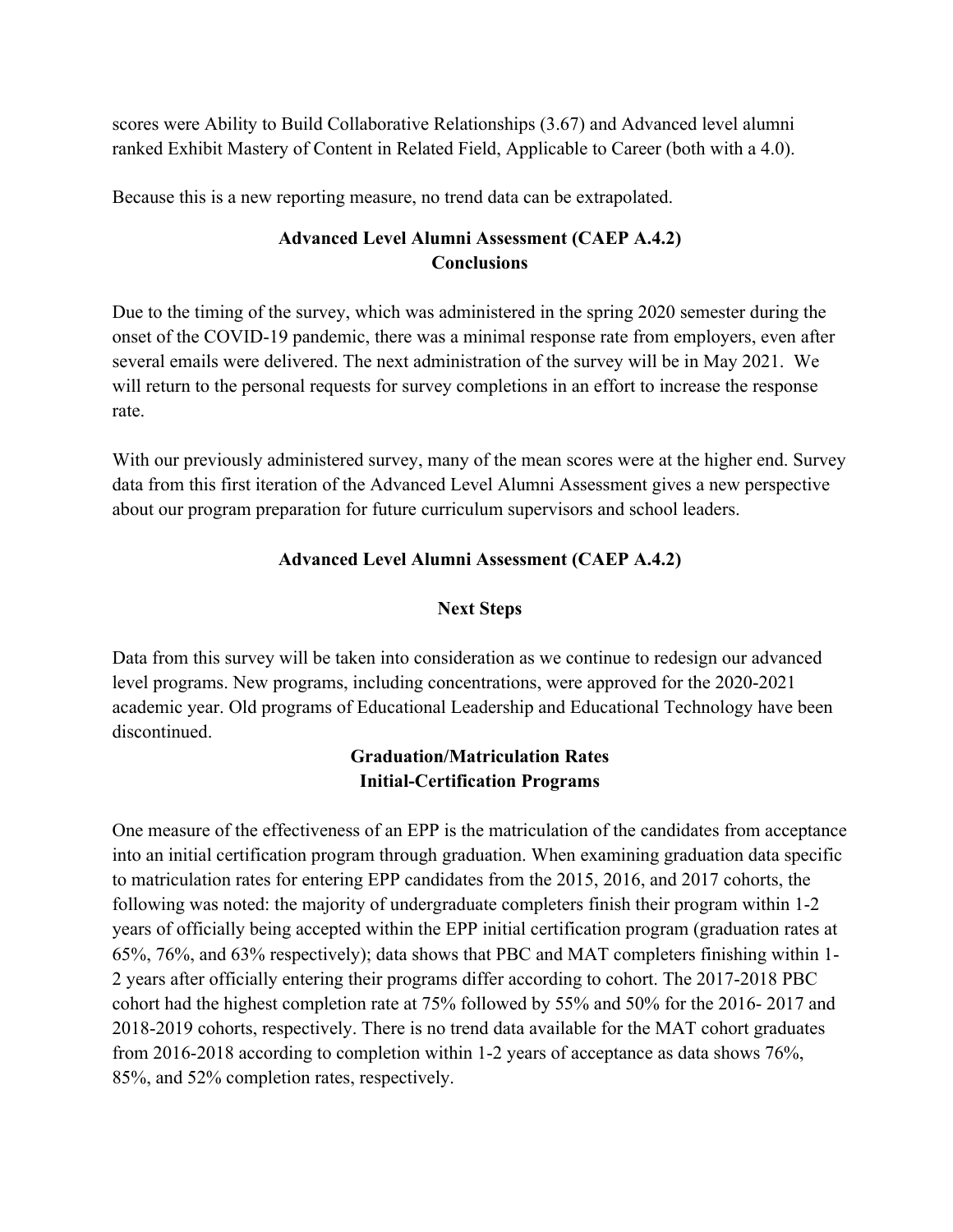scores were Ability to Build Collaborative Relationships (3.67) and Advanced level alumni ranked Exhibit Mastery of Content in Related Field, Applicable to Career (both with a 4.0).

Because this is a new reporting measure, no trend data can be extrapolated.

### Advanced Level Alumni Assessment (CAEP A.4.2)
### Conclusions

Due to the timing of the survey, which was administered in the spring 2020 semester during the onset of the COVID-19 pandemic, there was a minimal response rate from employers, even after several emails were delivered. The next administration of the survey will be in May 2021. We will return to the personal requests for survey completions in an effort to increase the response rate.

With our previously administered survey, many of the mean scores were at the higher end. Survey data from this first iteration of the Advanced Level Alumni Assessment gives a new perspective about our program preparation for future curriculum supervisors and school leaders.

### Advanced Level Alumni Assessment (CAEP A.4.2)

### Next Steps

Data from this survey will be taken into consideration as we continue to redesign our advanced level programs. New programs, including concentrations, were approved for the 2020-2021 academic year. Old programs of Educational Leadership and Educational Technology have been discontinued.

### Graduation/Matriculation Rates
### Initial-Certification Programs

One measure of the effectiveness of an EPP is the matriculation of the candidates from acceptance into an initial certification program through graduation. When examining graduation data specific to matriculation rates for entering EPP candidates from the 2015, 2016, and 2017 cohorts, the following was noted: the majority of undergraduate completers finish their program within 1-2 years of officially being accepted within the EPP initial certification program (graduation rates at 65%, 76%, and 63% respectively); data shows that PBC and MAT completers finishing within 1-2 years after officially entering their programs differ according to cohort. The 2017-2018 PBC cohort had the highest completion rate at 75% followed by 55% and 50% for the 2016- 2017 and 2018-2019 cohorts, respectively. There is no trend data available for the MAT cohort graduates from 2016-2018 according to completion within 1-2 years of acceptance as data shows 76%, 85%, and 52% completion rates, respectively.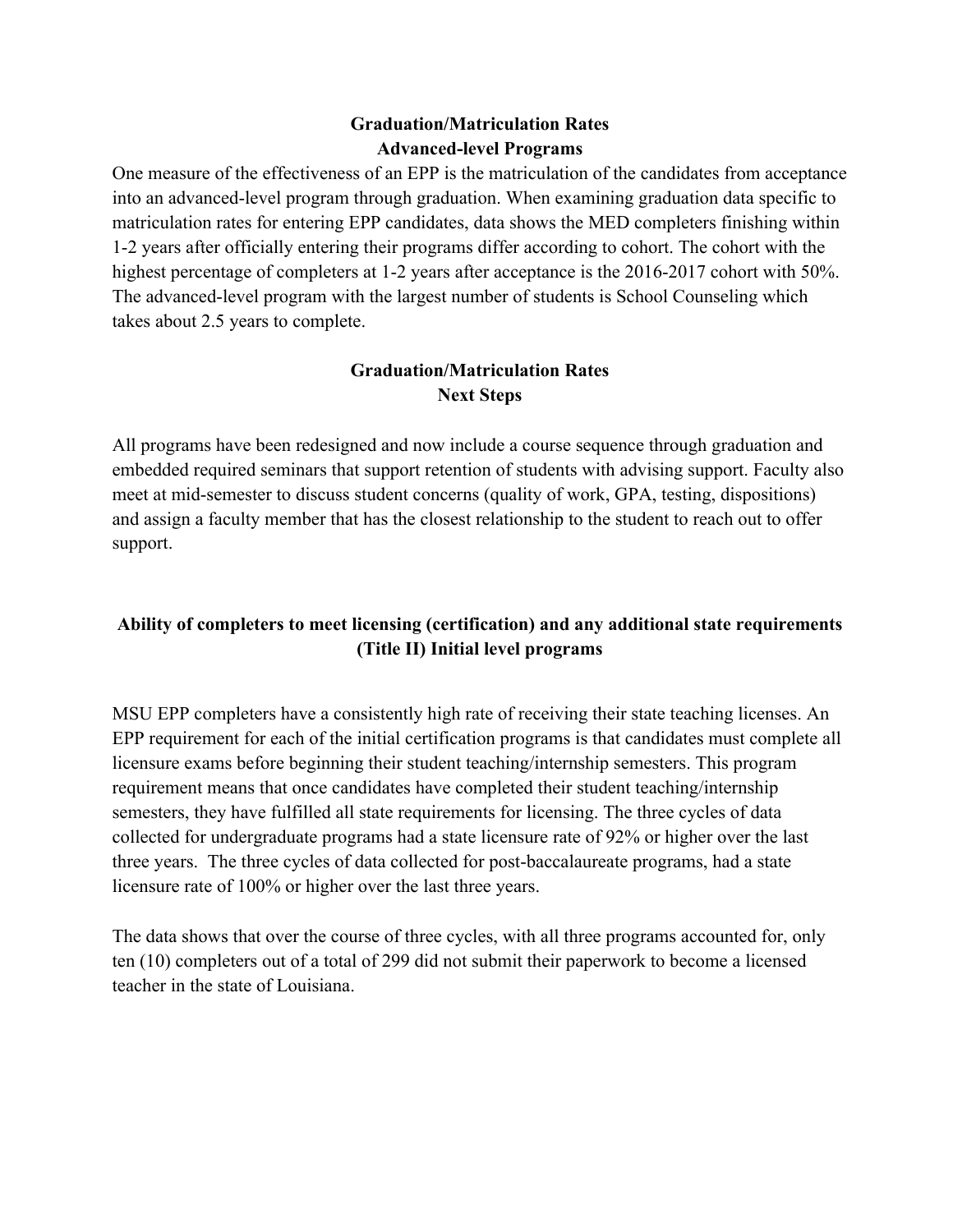## Graduation/Matriculation Rates
## Advanced-level Programs

One measure of the effectiveness of an EPP is the matriculation of the candidates from acceptance into an advanced-level program through graduation. When examining graduation data specific to matriculation rates for entering EPP candidates, data shows the MED completers finishing within 1-2 years after officially entering their programs differ according to cohort. The cohort with the highest percentage of completers at 1-2 years after acceptance is the 2016-2017 cohort with 50%. The advanced-level program with the largest number of students is School Counseling which takes about 2.5 years to complete.

## Graduation/Matriculation Rates
## Next Steps

All programs have been redesigned and now include a course sequence through graduation and embedded required seminars that support retention of students with advising support. Faculty also meet at mid-semester to discuss student concerns (quality of work, GPA, testing, dispositions) and assign a faculty member that has the closest relationship to the student to reach out to offer support.

## Ability of completers to meet licensing (certification) and any additional state requirements (Title II) Initial level programs

MSU EPP completers have a consistently high rate of receiving their state teaching licenses. An EPP requirement for each of the initial certification programs is that candidates must complete all licensure exams before beginning their student teaching/internship semesters. This program requirement means that once candidates have completed their student teaching/internship semesters, they have fulfilled all state requirements for licensing. The three cycles of data collected for undergraduate programs had a state licensure rate of 92% or higher over the last three years. The three cycles of data collected for post-baccalaureate programs, had a state licensure rate of 100% or higher over the last three years.

The data shows that over the course of three cycles, with all three programs accounted for, only ten (10) completers out of a total of 299 did not submit their paperwork to become a licensed teacher in the state of Louisiana.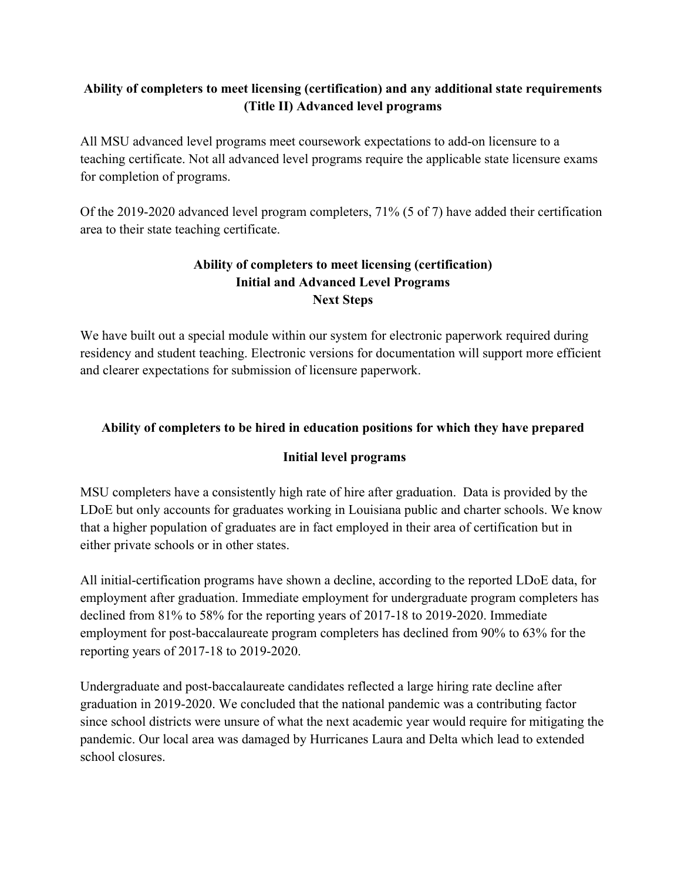**Ability of completers to meet licensing (certification) and any additional state requirements (Title II) Advanced level programs**

All MSU advanced level programs meet coursework expectations to add-on licensure to a teaching certificate. Not all advanced level programs require the applicable state licensure exams for completion of programs.

Of the 2019-2020 advanced level program completers, 71% (5 of 7) have added their certification area to their state teaching certificate.

**Ability of completers to meet licensing (certification)**
**Initial and Advanced Level Programs**
**Next Steps**

We have built out a special module within our system for electronic paperwork required during residency and student teaching. Electronic versions for documentation will support more efficient and clearer expectations for submission of licensure paperwork.

**Ability of completers to be hired in education positions for which they have prepared**

**Initial level programs**

MSU completers have a consistently high rate of hire after graduation. Data is provided by the LDoE but only accounts for graduates working in Louisiana public and charter schools. We know that a higher population of graduates are in fact employed in their area of certification but in either private schools or in other states.

All initial-certification programs have shown a decline, according to the reported LDoE data, for employment after graduation. Immediate employment for undergraduate program completers has declined from 81% to 58% for the reporting years of 2017-18 to 2019-2020. Immediate employment for post-baccalaureate program completers has declined from 90% to 63% for the reporting years of 2017-18 to 2019-2020.

Undergraduate and post-baccalaureate candidates reflected a large hiring rate decline after graduation in 2019-2020. We concluded that the national pandemic was a contributing factor since school districts were unsure of what the next academic year would require for mitigating the pandemic. Our local area was damaged by Hurricanes Laura and Delta which lead to extended school closures.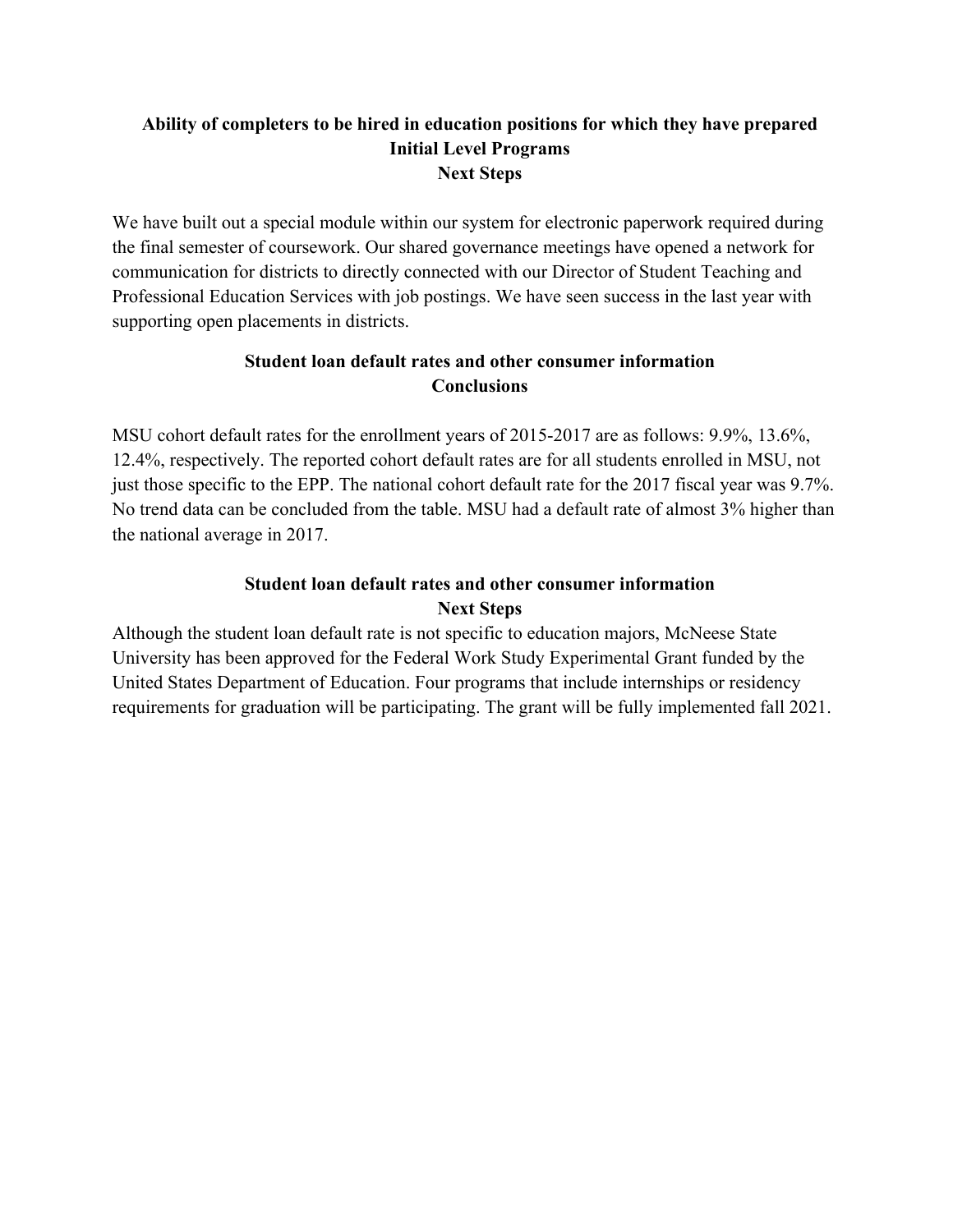## Ability of completers to be hired in education positions for which they have prepared
## Initial Level Programs
## Next Steps

We have built out a special module within our system for electronic paperwork required during the final semester of coursework. Our shared governance meetings have opened a network for communication for districts to directly connected with our Director of Student Teaching and Professional Education Services with job postings. We have seen success in the last year with supporting open placements in districts.

## Student loan default rates and other consumer information
## Conclusions

MSU cohort default rates for the enrollment years of 2015-2017 are as follows: 9.9%, 13.6%, 12.4%, respectively. The reported cohort default rates are for all students enrolled in MSU, not just those specific to the EPP. The national cohort default rate for the 2017 fiscal year was 9.7%. No trend data can be concluded from the table. MSU had a default rate of almost 3% higher than the national average in 2017.

## Student loan default rates and other consumer information
## Next Steps

Although the student loan default rate is not specific to education majors, McNeese State University has been approved for the Federal Work Study Experimental Grant funded by the United States Department of Education. Four programs that include internships or residency requirements for graduation will be participating. The grant will be fully implemented fall 2021.